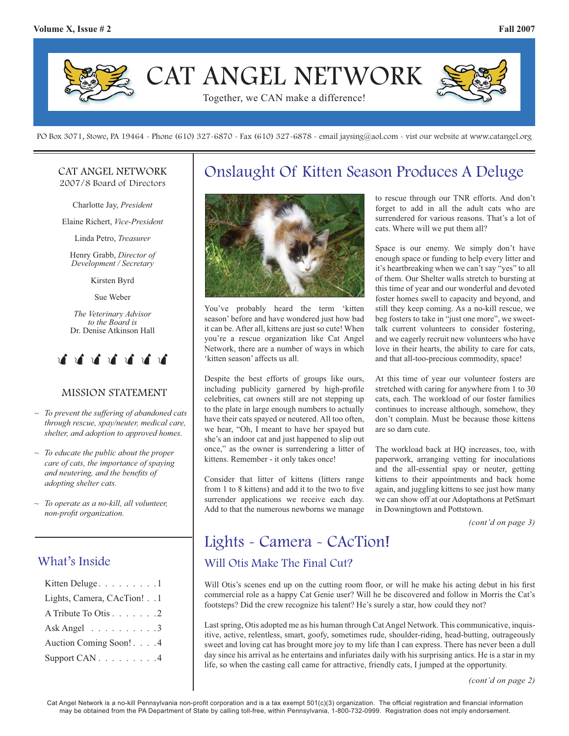# CAT ANGEL NETWORK

Together, we CAN make a difference!

PO Box 3071, Stowe, PA 19464 ~ Phone (610) 327-6870 ~ Fax (610) 327-6878 ~ email jaysing@aol.com ~ vist our website at www.catangel.org

## CAT ANGEL NETWORK
2007/8 Board of Directors

Charlotte Jay, *President*

Elaine Richert, *Vice-President*

Linda Petro, *Treasurer*

Henry Grabb, *Director of Development / Secretary*

Kirsten Byrd

Sue Weber

*The Veterinary Advisor to the Board is* Dr. Denise Atkinson Hall

## MISSION STATEMENT

- *To prevent the suffering of abandoned cats through rescue, spay/neuter, medical care, shelter, and adoption to approved homes.*
- *To educate the public about the proper care of cats, the importance of spaying and neutering, and the benefits of adopting shelter cats.*
- *To operate as a no-kill, all volunteer, non-profit organization.*

## What's Inside

| | |
|---|---|
| Kitten Deluge | 1 |
| Lights, Camera, CAcTion! | 1 |
| A Tribute To Otis | 2 |
| Ask Angel | 3 |
| Auction Coming Soon! | 4 |
| Support CAN | 4 |

# Onslaught Of Kitten Season Produces A Deluge

You've probably heard the term 'kitten season' before and have wondered just how bad it can be. After all, kittens are just so cute! When you're a rescue organization like Cat Angel Network, there are a number of ways in which 'kitten season' affects us all.

Despite the best efforts of groups like ours, including publicity garnered by high-profile celebrities, cat owners still are not stepping up to the plate in large enough numbers to actually have their cats spayed or neutered. All too often, we hear, "Oh, I meant to have her spayed but she's an indoor cat and just happened to slip out once," as the owner is surrendering a litter of kittens. Remember - it only takes once!

Consider that litter of kittens (litters range from 1 to 8 kittens) and add it to the two to five surrender applications we receive each day. Add to that the numerous newborns we manage to rescue through our TNR efforts. And don't forget to add in all the adult cats who are surrendered for various reasons. That's a lot of cats. Where will we put them all?

Space is our enemy. We simply don't have enough space or funding to help every litter and it's heartbreaking when we can't say "yes" to all of them. Our Shelter walls stretch to bursting at this time of year and our wonderful and devoted foster homes swell to capacity and beyond, and still they keep coming. As a no-kill rescue, we beg fosters to take in "just one more", we sweet-talk current volunteers to consider fostering, and we eagerly recruit new volunteers who have love in their hearts, the ability to care for cats, and that all-too-precious commodity, space!

At this time of year our volunteer fosters are stretched with caring for anywhere from 1 to 30 cats, each. The workload of our foster families continues to increase although, somehow, they don't complain. Must be because those kittens are so darn cute.

The workload back at HQ increases, too, with paperwork, arranging vetting for inoculations and the all-essential spay or neuter, getting kittens to their appointments and back home again, and juggling kittens to see just how many we can show off at our Adoptathons at PetSmart in Downingtown and Pottstown.

*(cont'd on page 3)*

# Lights ~ Camera ~ CAcTion!

## Will Otis Make The Final Cut?

Will Otis's scenes end up on the cutting room floor, or will he make his acting debut in his first commercial role as a happy Cat Genie user? Will he be discovered and follow in Morris the Cat's footsteps? Did the crew recognize his talent? He's surely a star, how could they not?

Last spring, Otis adopted me as his human through Cat Angel Network. This communicative, inquisitive, active, relentless, smart, goofy, sometimes rude, shoulder-riding, head-butting, outrageously sweet and loving cat has brought more joy to my life than I can express. There has never been a dull day since his arrival as he entertains and infuriates daily with his surprising antics. He is a star in my life, so when the casting call came for attractive, friendly cats, I jumped at the opportunity.

*(cont'd on page 2)*

Cat Angel Network is a no-kill Pennsylvania non-profit corporation and is a tax exempt 501(c)(3) organization. The official registration and financial information may be obtained from the PA Department of State by calling toll-free, within Pennsylvania, 1-800-732-0999. Registration does not imply endorsement.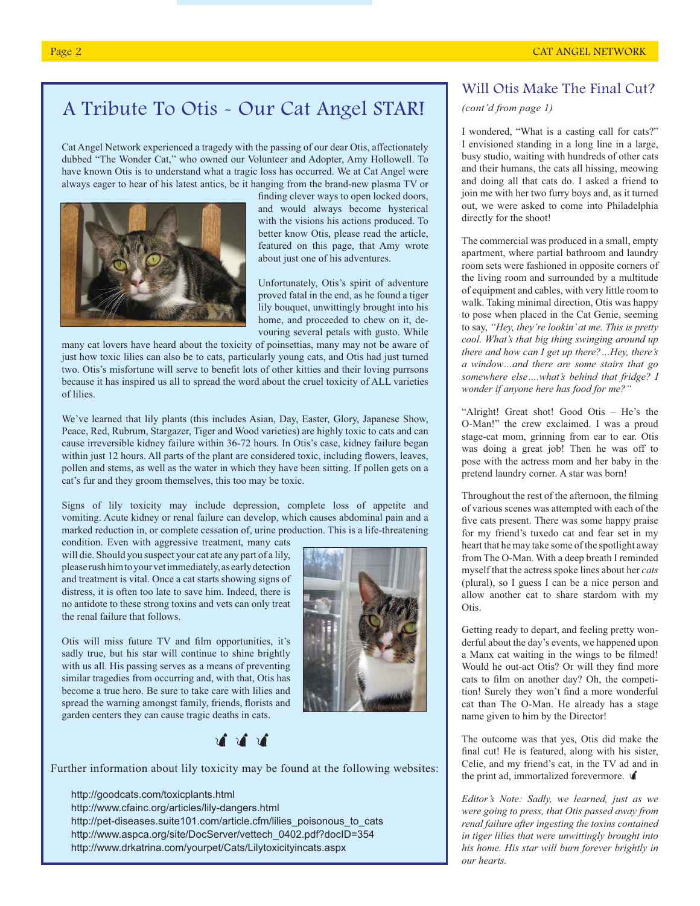## A Tribute To Otis ~ Our Cat Angel STAR!

Cat Angel Network experienced a tragedy with the passing of our dear Otis, affectionately dubbed "The Wonder Cat," who owned our Volunteer and Adopter, Amy Hollowell. To have known Otis is to understand what a tragic loss has occurred. We at Cat Angel were always eager to hear of his latest antics, be it hanging from the brand-new plasma TV or finding clever ways to open locked doors, and would always become hysterical with the visions his actions produced. To better know Otis, please read the article, featured on this page, that Amy wrote about just one of his adventures.

Unfortunately, Otis's spirit of adventure proved fatal in the end, as he found a tiger lily bouquet, unwittingly brought into his home, and proceeded to chew on it, devouring several petals with gusto. While many cat lovers have heard about the toxicity of poinsettias, many may not be aware of just how toxic lilies can also be to cats, particularly young cats, and Otis had just turned two. Otis's misfortune will serve to benefit lots of other kitties and their loving purrsons because it has inspired us all to spread the word about the cruel toxicity of ALL varieties of lilies.

We've learned that lily plants (this includes Asian, Day, Easter, Glory, Japanese Show, Peace, Red, Rubrum, Stargazer, Tiger and Wood varieties) are highly toxic to cats and can cause irreversible kidney failure within 36-72 hours. In Otis's case, kidney failure began within just 12 hours. All parts of the plant are considered toxic, including flowers, leaves, pollen and stems, as well as the water in which they have been sitting. If pollen gets on a cat's fur and they groom themselves, this too may be toxic.

Signs of lily toxicity may include depression, complete loss of appetite and vomiting. Acute kidney or renal failure can develop, which causes abdominal pain and a marked reduction in, or complete cessation of, urine production. This is a life-threatening condition. Even with aggressive treatment, many cats will die. Should you suspect your cat ate any part of a lily, please rush him to your vet immediately, as early detection and treatment is vital. Once a cat starts showing signs of distress, it is often too late to save him. Indeed, there is no antidote to these strong toxins and vets can only treat the renal failure that follows.

Otis will miss future TV and film opportunities, it's sadly true, but his star will continue to shine brightly with us all. His passing serves as a means of preventing similar tragedies from occurring and, with that, Otis has become a true hero. Be sure to take care with lilies and spread the warning amongst family, friends, florists and garden centers they can cause tragic deaths in cats.

Further information about lily toxicity may be found at the following websites:

http://goodcats.com/toxicplants.html
http://www.cfainc.org/articles/lily-dangers.html
http://pet-diseases.suite101.com/article.cfm/lilies_poisonous_to_cats
http://www.aspca.org/site/DocServer/vettech_0402.pdf?docID=354
http://www.drkatrina.com/yourpet/Cats/Lilytoxicityincats.aspx

## Will Otis Make The Final Cut?

*(cont'd from page 1)*

I wondered, "What is a casting call for cats?" I envisioned standing in a long line in a large, busy studio, waiting with hundreds of other cats and their humans, the cats all hissing, meowing and doing all that cats do. I asked a friend to join me with her two furry boys and, as it turned out, we were asked to come into Philadelphia directly for the shoot!

The commercial was produced in a small, empty apartment, where partial bathroom and laundry room sets were fashioned in opposite corners of the living room and surrounded by a multitude of equipment and cables, with very little room to walk. Taking minimal direction, Otis was happy to pose when placed in the Cat Genie, seeming to say, *"Hey, they're lookin' at me. This is pretty cool. What's that big thing swinging around up there and how can I get up there?…Hey, there's a window…and there are some stairs that go somewhere else….what's behind that fridge? I wonder if anyone here has food for me?"*

"Alright! Great shot! Good Otis – He's the O-Man!" the crew exclaimed. I was a proud stage-cat mom, grinning from ear to ear. Otis was doing a great job! Then he was off to pose with the actress mom and her baby in the pretend laundry corner. A star was born!

Throughout the rest of the afternoon, the filming of various scenes was attempted with each of the five cats present. There was some happy praise for my friend's tuxedo cat and fear set in my heart that he may take some of the spotlight away from The O-Man. With a deep breath I reminded myself that the actress spoke lines about her *cats* (plural), so I guess I can be a nice person and allow another cat to share stardom with my Otis.

Getting ready to depart, and feeling pretty wonderful about the day's events, we happened upon a Manx cat waiting in the wings to be filmed! Would he out-act Otis? Or will they find more cats to film on another day? Oh, the competition! Surely they won't find a more wonderful cat than The O-Man. He already has a stage name given to him by the Director!

The outcome was that yes, Otis did make the final cut! He is featured, along with his sister, Celie, and my friend's cat, in the TV ad and in the print ad, immortalized forevermore.

*Editor's Note: Sadly, we learned, just as we were going to press, that Otis passed away from renal failure after ingesting the toxins contained in tiger lilies that were unwittingly brought into his home. His star will burn forever brightly in our hearts.*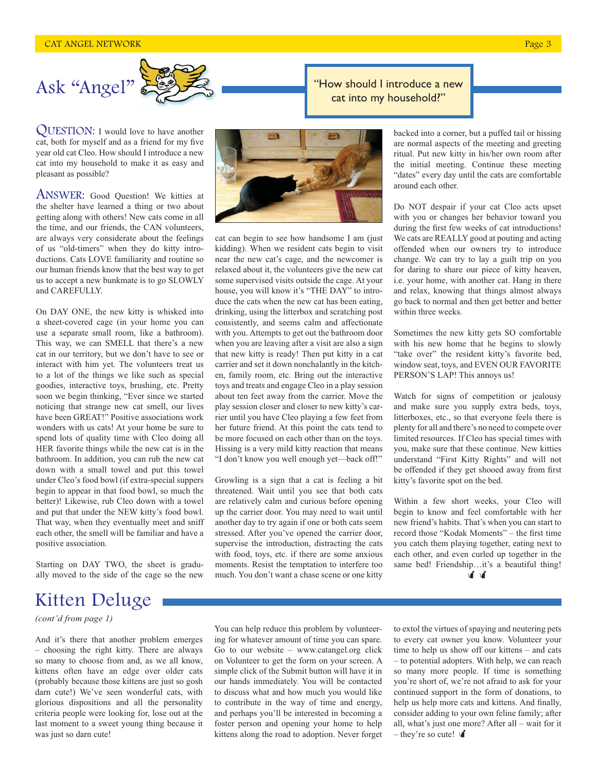# Ask "Angel"

> "How should I introduce a new cat into my household?"

QUESTION: I would love to have another cat, both for myself and as a friend for my five year old cat Cleo. How should I introduce a new cat into my household to make it as easy and pleasant as possible?

ANSWER: Good Question! We kitties at the shelter have learned a thing or two about getting along with others! New cats come in all the time, and our friends, the CAN volunteers, are always very considerate about the feelings of us "old-timers" when they do kitty introductions. Cats LOVE familiarity and routine so our human friends know that the best way to get us to accept a new bunkmate is to go SLOWLY and CAREFULLY.

On DAY ONE, the new kitty is whisked into a sheet-covered cage (in your home you can use a separate small room, like a bathroom). This way, we can SMELL that there's a new cat in our territory, but we don't have to see or interact with him yet. The volunteers treat us to a lot of the things we like such as special goodies, interactive toys, brushing, etc. Pretty soon we begin thinking, "Ever since we started noticing that strange new cat smell, our lives have been GREAT!" Positive associations work wonders with us cats! At your home be sure to spend lots of quality time with Cleo doing all HER favorite things while the new cat is in the bathroom. In addition, you can rub the new cat down with a small towel and put this towel under Cleo's food bowl (if extra-special suppers begin to appear in that food bowl, so much the better)! Likewise, rub Cleo down with a towel and put that under the NEW kitty's food bowl. That way, when they eventually meet and sniff each other, the smell will be familiar and have a positive association.

Starting on DAY TWO, the sheet is gradually moved to the side of the cage so the new cat can begin to see how handsome I am (just kidding). When we resident cats begin to visit near the new cat's cage, and the newcomer is relaxed about it, the volunteers give the new cat some supervised visits outside the cage. At your house, you will know it's "THE DAY" to introduce the cats when the new cat has been eating, drinking, using the litterbox and scratching post consistently, and seems calm and affectionate with you. Attempts to get out the bathroom door when you are leaving after a visit are also a sign that new kitty is ready! Then put kitty in a cat carrier and set it down nonchalantly in the kitchen, family room, etc. Bring out the interactive toys and treats and engage Cleo in a play session about ten feet away from the carrier. Move the play session closer and closer to new kitty's carrier until you have Cleo playing a few feet from her future friend. At this point the cats tend to be more focused on each other than on the toys. Hissing is a very mild kitty reaction that means "I don't know you well enough yet—back off!"

Growling is a sign that a cat is feeling a bit threatened. Wait until you see that both cats are relatively calm and curious before opening up the carrier door. You may need to wait until another day to try again if one or both cats seem stressed. After you've opened the carrier door, supervise the introduction, distracting the cats with food, toys, etc. if there are some anxious moments. Resist the temptation to interfere too much. You don't want a chase scene or one kitty backed into a corner, but a puffed tail or hissing are normal aspects of the meeting and greeting ritual. Put new kitty in his/her own room after the initial meeting. Continue these meeting "dates" every day until the cats are comfortable around each other.

Do NOT despair if your cat Cleo acts upset with you or changes her behavior toward you during the first few weeks of cat introductions! We cats are REALLY good at pouting and acting offended when our owners try to introduce change. We can try to lay a guilt trip on you for daring to share our piece of kitty heaven, i.e. your home, with another cat. Hang in there and relax, knowing that things almost always go back to normal and then get better and better within three weeks.

Sometimes the new kitty gets SO comfortable with his new home that he begins to slowly "take over" the resident kitty's favorite bed, window seat, toys, and EVEN OUR FAVORITE PERSON'S LAP! This annoys us!

Watch for signs of competition or jealousy and make sure you supply extra beds, toys, litterboxes, etc., so that everyone feels there is plenty for all and there's no need to compete over limited resources. If Cleo has special times with you, make sure that these continue. New kitties understand "First Kitty Rights" and will not be offended if they get shooed away from first kitty's favorite spot on the bed.

Within a few short weeks, your Cleo will begin to know and feel comfortable with her new friend's habits. That's when you can start to record those "Kodak Moments" – the first time you catch them playing together, eating next to each other, and even curled up together in the same bed! Friendship…it's a beautiful thing!

# Kitten Deluge

*(cont'd from page 1)*

And it's there that another problem emerges – choosing the right kitty. There are always so many to choose from and, as we all know, kittens often have an edge over older cats (probably because those kittens are just so gosh darn cute!) We've seen wonderful cats, with glorious dispositions and all the personality criteria people were looking for, lose out at the last moment to a sweet young thing because it was just so darn cute!

You can help reduce this problem by volunteering for whatever amount of time you can spare. Go to our website – www.catangel.org click on Volunteer to get the form on your screen. A simple click of the Submit button will have it in our hands immediately. You will be contacted to discuss what and how much you would like to contribute in the way of time and energy, and perhaps you'll be interested in becoming a foster person and opening your home to help kittens along the road to adoption. Never forget to extol the virtues of spaying and neutering pets to every cat owner you know. Volunteer your time to help us show off our kittens – and cats – to potential adopters. With help, we can reach so many more people. If time is something you're short of, we're not afraid to ask for your continued support in the form of donations, to help us help more cats and kittens. And finally, consider adding to your own feline family; after all, what's just one more? After all – wait for it – they're so cute!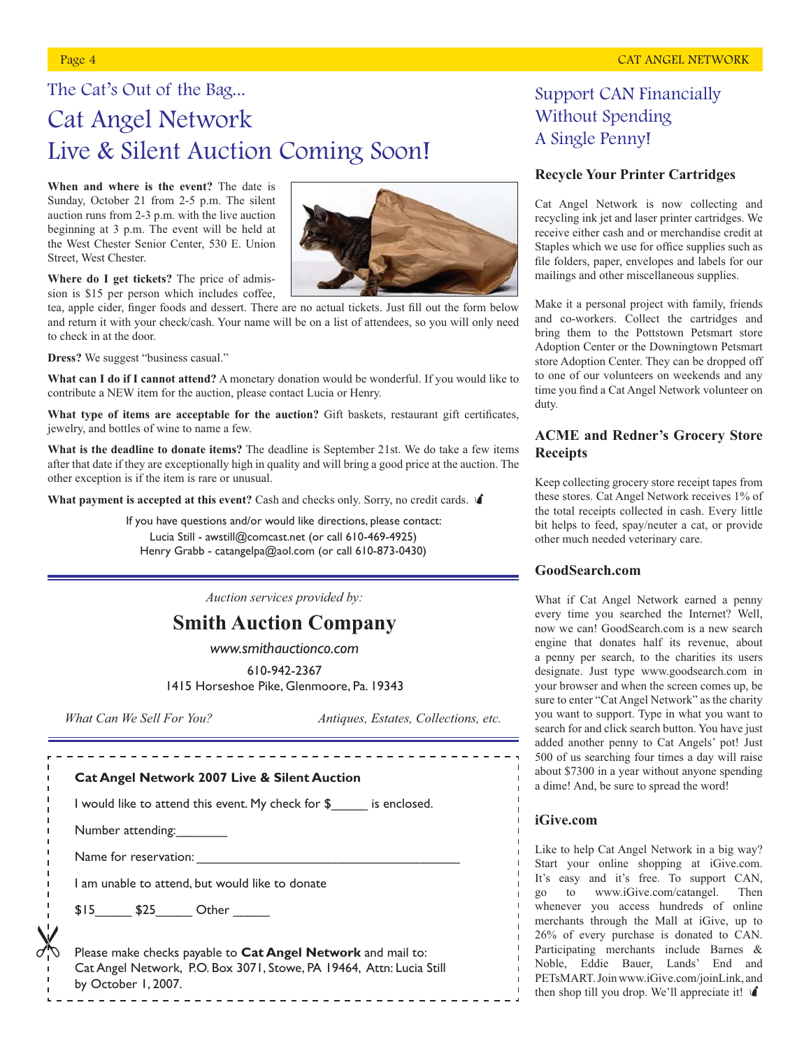## The Cat's Out of the Bag...

# Cat Angel Network Live & Silent Auction Coming Soon!

**When and where is the event?** The date is Sunday, October 21 from 2-5 p.m. The silent auction runs from 2-3 p.m. with the live auction beginning at 3 p.m. The event will be held at the West Chester Senior Center, 530 E. Union Street, West Chester.

**Where do I get tickets?** The price of admission is $15 per person which includes coffee, tea, apple cider, finger foods and dessert. There are no actual tickets. Just fill out the form below and return it with your check/cash. Your name will be on a list of attendees, so you will only need to check in at the door.

**Dress?** We suggest "business casual."

**What can I do if I cannot attend?** A monetary donation would be wonderful. If you would like to contribute a NEW item for the auction, please contact Lucia or Henry.

**What type of items are acceptable for the auction?** Gift baskets, restaurant gift certificates, jewelry, and bottles of wine to name a few.

**What is the deadline to donate items?** The deadline is September 21st. We do take a few items after that date if they are exceptionally high in quality and will bring a good price at the auction. The other exception is if the item is rare or unusual.

**What payment is accepted at this event?** Cash and checks only. Sorry, no credit cards.

If you have questions and/or would like directions, please contact:
Lucia Still - awstill@comcast.net (or call 610-469-4925)
Henry Grabb - catangelpa@aol.com (or call 610-873-0430)

---

*Auction services provided by:*

**Smith Auction Company**

*www.smithauctionco.com*

610-942-2367
1415 Horseshoe Pike, Glenmoore, Pa. 19343

*What Can We Sell For You?* *Antiques, Estates, Collections, etc.*

---

**Cat Angel Network 2007 Live & Silent Auction**

I would like to attend this event. My check for $_____ is enclosed.

Number attending:________

Name for reservation: ________________________________________

I am unable to attend, but would like to donate

$15_____ $25_____ Other _____

Please make checks payable to **Cat Angel Network** and mail to:
Cat Angel Network, P.O. Box 3071, Stowe, PA 19464, Attn: Lucia Still
by October 1, 2007.

## Support CAN Financially Without Spending A Single Penny!

### Recycle Your Printer Cartridges

Cat Angel Network is now collecting and recycling ink jet and laser printer cartridges. We receive either cash and or merchandise credit at Staples which we use for office supplies such as file folders, paper, envelopes and labels for our mailings and other miscellaneous supplies.

Make it a personal project with family, friends and co-workers. Collect the cartridges and bring them to the Pottstown Petsmart store Adoption Center or the Downingtown Petsmart store Adoption Center. They can be dropped off to one of our volunteers on weekends and any time you find a Cat Angel Network volunteer on duty.

### ACME and Redner's Grocery Store Receipts

Keep collecting grocery store receipt tapes from these stores. Cat Angel Network receives 1% of the total receipts collected in cash. Every little bit helps to feed, spay/neuter a cat, or provide other much needed veterinary care.

### GoodSearch.com

What if Cat Angel Network earned a penny every time you searched the Internet? Well, now we can! GoodSearch.com is a new search engine that donates half its revenue, about a penny per search, to the charities its users designate. Just type www.goodsearch.com in your browser and when the screen comes up, be sure to enter "Cat Angel Network" as the charity you want to support. Type in what you want to search for and click search button. You have just added another penny to Cat Angels' pot! Just 500 of us searching four times a day will raise about $7300 in a year without anyone spending a dime! And, be sure to spread the word!

### iGive.com

Like to help Cat Angel Network in a big way? Start your online shopping at iGive.com. It's easy and it's free. To support CAN, go to www.iGive.com/catangel. Then whenever you access hundreds of online merchants through the Mall at iGive, up to 26% of every purchase is donated to CAN. Participating merchants include Barnes & Noble, Eddie Bauer, Lands' End and PETsMART. Join www.iGive.com/joinLink, and then shop till you drop. We'll appreciate it!